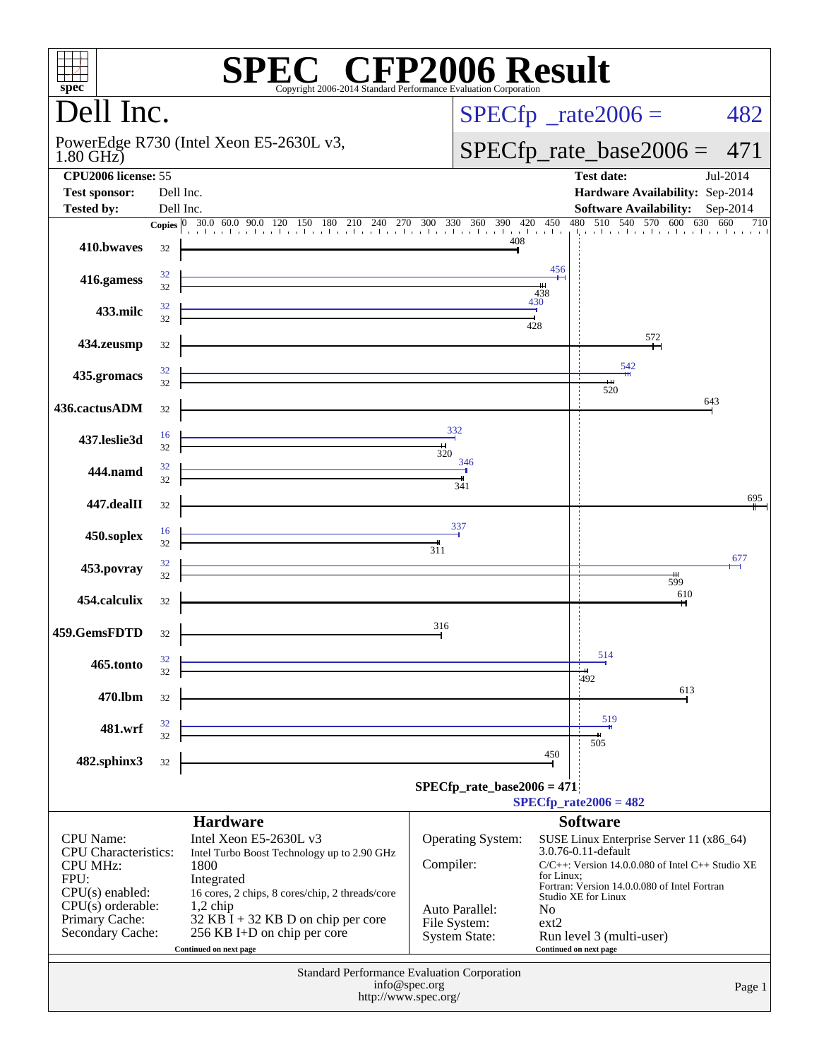# SPEC CFP2006 Result

Copyright 2006-2014 Standard Performance Evaluation Corporation

## Dell Inc.

PowerEdge R730 (Intel Xeon E5-2630L v3, 1.80 GHz)

SPECfp_rate2006 = 482

SPECfp_rate_base2006 = 471

| | | | |
|---|---|---|---|
| **CPU2006 license:** | 55 | **Test date:** | Jul-2014 |
| **Test sponsor:** | Dell Inc. | **Hardware Availability:** | Sep-2014 |
| **Tested by:** | Dell Inc. | **Software Availability:** | Sep-2014 |

| Benchmark | Copies (peak) | Peak | Copies (base) | Base |
|---|---|---|---|---|
| 410.bwaves | | | 32 | 408 |
| 416.gamess | 32 | 456 | 32 | 438 |
| 433.milc | 32 | 430 | 32 | 428 |
| 434.zeusmp | | | 32 | 572 |
| 435.gromacs | 32 | 542 | 32 | 520 |
| 436.cactusADM | | | 32 | 643 |
| 437.leslie3d | 16 | 332 | 32 | 320 |
| 444.namd | 32 | 346 | 32 | 341 |
| 447.dealII | | | 32 | 695 |
| 450.soplex | 16 | 337 | 32 | 311 |
| 453.povray | 32 | 677 | 32 | 599 |
| 454.calculix | | | 32 | 610 |
| 459.GemsFDTD | | | 32 | 316 |
| 465.tonto | 32 | 514 | 32 | 492 |
| 470.lbm | | | 32 | 613 |
| 481.wrf | 32 | 519 | 32 | 505 |
| 482.sphinx3 | | | 32 | 450 |

SPECfp_rate_base2006 = 471

SPECfp_rate2006 = 482

### Hardware

| | |
|---|---|
| CPU Name: | Intel Xeon E5-2630L v3 |
| CPU Characteristics: | Intel Turbo Boost Technology up to 2.90 GHz |
| CPU MHz: | 1800 |
| FPU: | Integrated |
| CPU(s) enabled: | 16 cores, 2 chips, 8 cores/chip, 2 threads/core |
| CPU(s) orderable: | 1,2 chip |
| Primary Cache: | 32 KB I + 32 KB D on chip per core |
| Secondary Cache: | 256 KB I+D on chip per core |

Continued on next page

### Software

| | |
|---|---|
| Operating System: | SUSE Linux Enterprise Server 11 (x86_64) 3.0.76-0.11-default |
| Compiler: | C/C++: Version 14.0.0.080 of Intel C++ Studio XE for Linux; Fortran: Version 14.0.0.080 of Intel Fortran Studio XE for Linux |
| Auto Parallel: | No |
| File System: | ext2 |
| System State: | Run level 3 (multi-user) |

Continued on next page

Standard Performance Evaluation Corporation
info@spec.org
http://www.spec.org/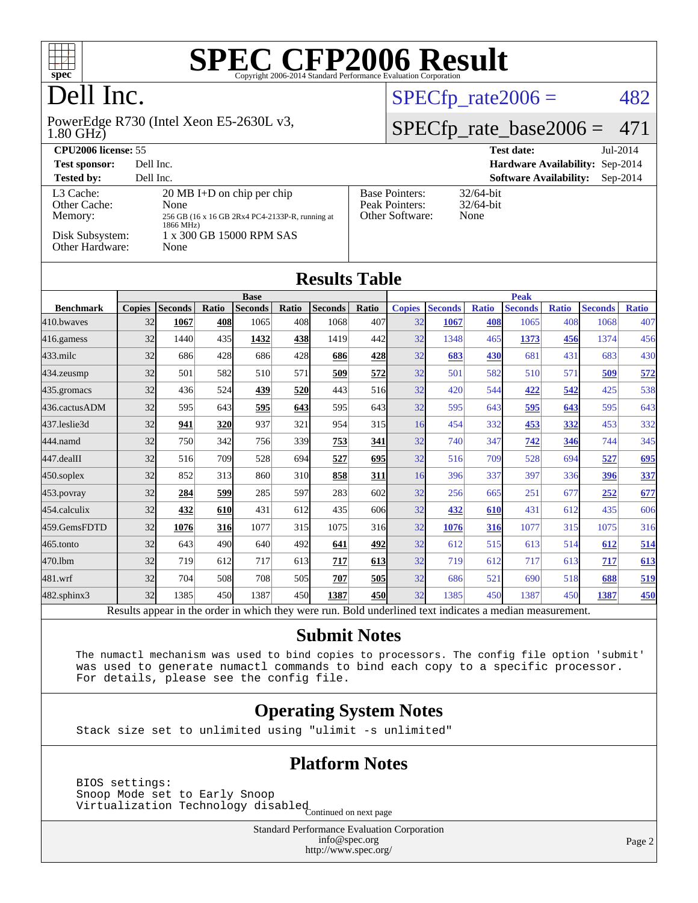# SPEC CFP2006 Result

Copyright 2006-2014 Standard Performance Evaluation Corporation

# Dell Inc.

PowerEdge R730 (Intel Xeon E5-2630L v3, 1.80 GHz)

SPECfp_rate2006 = 482

SPECfp_rate_base2006 = 471

| | | | |
|---|---|---|---|
| **CPU2006 license:** 55 | | **Test date:** | Jul-2014 |
| **Test sponsor:** | Dell Inc. | **Hardware Availability:** | Sep-2014 |
| **Tested by:** | Dell Inc. | **Software Availability:** | Sep-2014 |

| | | | |
|---|---|---|---|
| L3 Cache: | 20 MB I+D on chip per chip | Base Pointers: | 32/64-bit |
| Other Cache: | None | Peak Pointers: | 32/64-bit |
| Memory: | 256 GB (16 x 16 GB 2Rx4 PC4-2133P-R, running at 1866 MHz) | Other Software: | None |
| Disk Subsystem: | 1 x 300 GB 15000 RPM SAS | | |
| Other Hardware: | None | | |

## Results Table

| | Base | | | | | | | Peak | | | | | | |
|---|---|---|---|---|---|---|---|---|---|---|---|---|---|---|
| **Benchmark** | **Copies** | **Seconds** | **Ratio** | **Seconds** | **Ratio** | **Seconds** | **Ratio** | **Copies** | **Seconds** | **Ratio** | **Seconds** | **Ratio** | **Seconds** | **Ratio** |
| 410.bwaves | 32 | **1067** | **408** | 1065 | 408 | 1068 | 407 | 32 | **1067** | **408** | 1065 | 408 | 1068 | 407 |
| 416.gamess | 32 | 1440 | 435 | **1432** | **438** | 1419 | 442 | 32 | 1348 | 465 | **1373** | **456** | 1374 | 456 |
| 433.milc | 32 | 686 | 428 | 686 | 428 | **686** | **428** | 32 | **683** | **430** | 681 | 431 | 683 | 430 |
| 434.zeusmp | 32 | 501 | 582 | 510 | 571 | **509** | **572** | 32 | 501 | 582 | 510 | 571 | **509** | **572** |
| 435.gromacs | 32 | 436 | 524 | **439** | **520** | 443 | 516 | 32 | 420 | 544 | **422** | **542** | 425 | 538 |
| 436.cactusADM | 32 | 595 | 643 | **595** | **643** | 595 | 643 | 32 | 595 | 643 | **595** | **643** | 595 | 643 |
| 437.leslie3d | 32 | **941** | **320** | 937 | 321 | 954 | 315 | 16 | 454 | 332 | **453** | **332** | 453 | 332 |
| 444.namd | 32 | 750 | 342 | 756 | 339 | **753** | **341** | 32 | 740 | 347 | **742** | **346** | 744 | 345 |
| 447.dealII | 32 | 516 | 709 | 528 | 694 | **527** | **695** | 32 | 516 | 709 | 528 | 694 | **527** | **695** |
| 450.soplex | 32 | 852 | 313 | 860 | 310 | **858** | **311** | 16 | 396 | 337 | 397 | 336 | **396** | **337** |
| 453.povray | 32 | **284** | **599** | 285 | 597 | 283 | 602 | 32 | 256 | 665 | 251 | 677 | **252** | **677** |
| 454.calculix | 32 | **432** | **610** | 431 | 612 | 435 | 606 | 32 | **432** | **610** | 431 | 612 | 435 | 606 |
| 459.GemsFDTD | 32 | **1076** | **316** | 1077 | 315 | 1075 | 316 | 32 | **1076** | **316** | 1077 | 315 | 1075 | 316 |
| 465.tonto | 32 | 643 | 490 | 640 | 492 | **641** | **492** | 32 | 612 | 515 | 613 | 514 | **612** | **514** |
| 470.lbm | 32 | 719 | 612 | 717 | 613 | **717** | **613** | 32 | 719 | 612 | 717 | 613 | **717** | **613** |
| 481.wrf | 32 | 704 | 508 | 708 | 505 | **707** | **505** | 32 | 686 | 521 | 690 | 518 | **688** | **519** |
| 482.sphinx3 | 32 | 1385 | 450 | 1387 | 450 | **1387** | **450** | 32 | 1385 | 450 | 1387 | 450 | **1387** | **450** |

Results appear in the order in which they were run. Bold underlined text indicates a median measurement.

## Submit Notes

```
The numactl mechanism was used to bind copies to processors. The config file option 'submit'
was used to generate numactl commands to bind each copy to a specific processor.
For details, please see the config file.
```

## Operating System Notes

```
Stack size set to unlimited using "ulimit -s unlimited"
```

## Platform Notes

```
BIOS settings:
Snoop Mode set to Early Snoop
Virtualization Technology disabled
```

Continued on next page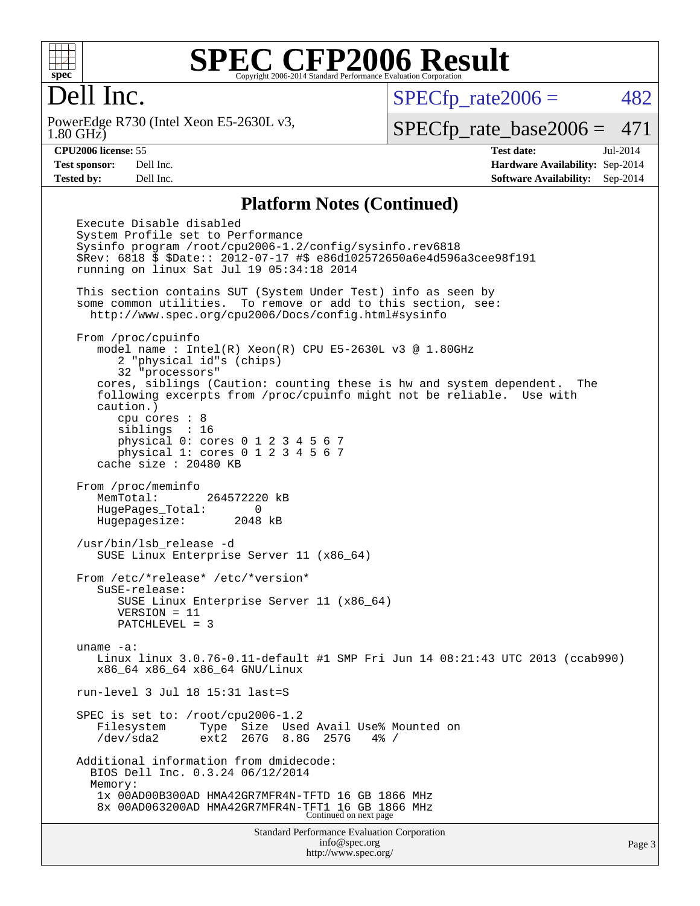# SPEC CFP2006 Result

Copyright 2006-2014 Standard Performance Evaluation Corporation

**Dell Inc.**

PowerEdge R730 (Intel Xeon E5-2630L v3, 1.80 GHz)

SPECfp_rate2006 = 482

SPECfp_rate_base2006 = 471

| | | | |
|---|---|---|---|
| **CPU2006 license:** 55 | | **Test date:** | Jul-2014 |
| **Test sponsor:** | Dell Inc. | **Hardware Availability:** | Sep-2014 |
| **Tested by:** | Dell Inc. | **Software Availability:** | Sep-2014 |

## Platform Notes (Continued)

```
Execute Disable disabled
System Profile set to Performance
Sysinfo program /root/cpu2006-1.2/config/sysinfo.rev6818
$Rev: 6818 $ $Date:: 2012-07-17 #$ e86d102572650a6e4d596a3cee98f191
running on linux Sat Jul 19 05:34:18 2014

This section contains SUT (System Under Test) info as seen by
some common utilities.  To remove or add to this section, see:
  http://www.spec.org/cpu2006/Docs/config.html#sysinfo

From /proc/cpuinfo
   model name : Intel(R) Xeon(R) CPU E5-2630L v3 @ 1.80GHz
      2 "physical id"s (chips)
      32 "processors"
   cores, siblings (Caution: counting these is hw and system dependent.  The
   following excerpts from /proc/cpuinfo might not be reliable.  Use with
   caution.)
      cpu cores : 8
      siblings  : 16
      physical 0: cores 0 1 2 3 4 5 6 7
      physical 1: cores 0 1 2 3 4 5 6 7
   cache size : 20480 KB

From /proc/meminfo
   MemTotal:       264572220 kB
   HugePages_Total:       0
   Hugepagesize:       2048 kB

/usr/bin/lsb_release -d
   SUSE Linux Enterprise Server 11 (x86_64)

From /etc/*release* /etc/*version*
   SuSE-release:
      SUSE Linux Enterprise Server 11 (x86_64)
      VERSION = 11
      PATCHLEVEL = 3

uname -a:
   Linux linux 3.0.76-0.11-default #1 SMP Fri Jun 14 08:21:43 UTC 2013 (ccab990)
   x86_64 x86_64 x86_64 GNU/Linux

run-level 3 Jul 18 15:31 last=S

SPEC is set to: /root/cpu2006-1.2
   Filesystem     Type  Size  Used Avail Use% Mounted on
   /dev/sda2      ext2  267G  8.8G  257G   4% /

Additional information from dmidecode:
  BIOS Dell Inc. 0.3.24 06/12/2014
  Memory:
   1x 00AD00B300AD HMA42GR7MFR4N-TFTD 16 GB 1866 MHz
   8x 00AD063200AD HMA42GR7MFR4N-TFT1 16 GB 1866 MHz
```

Continued on next page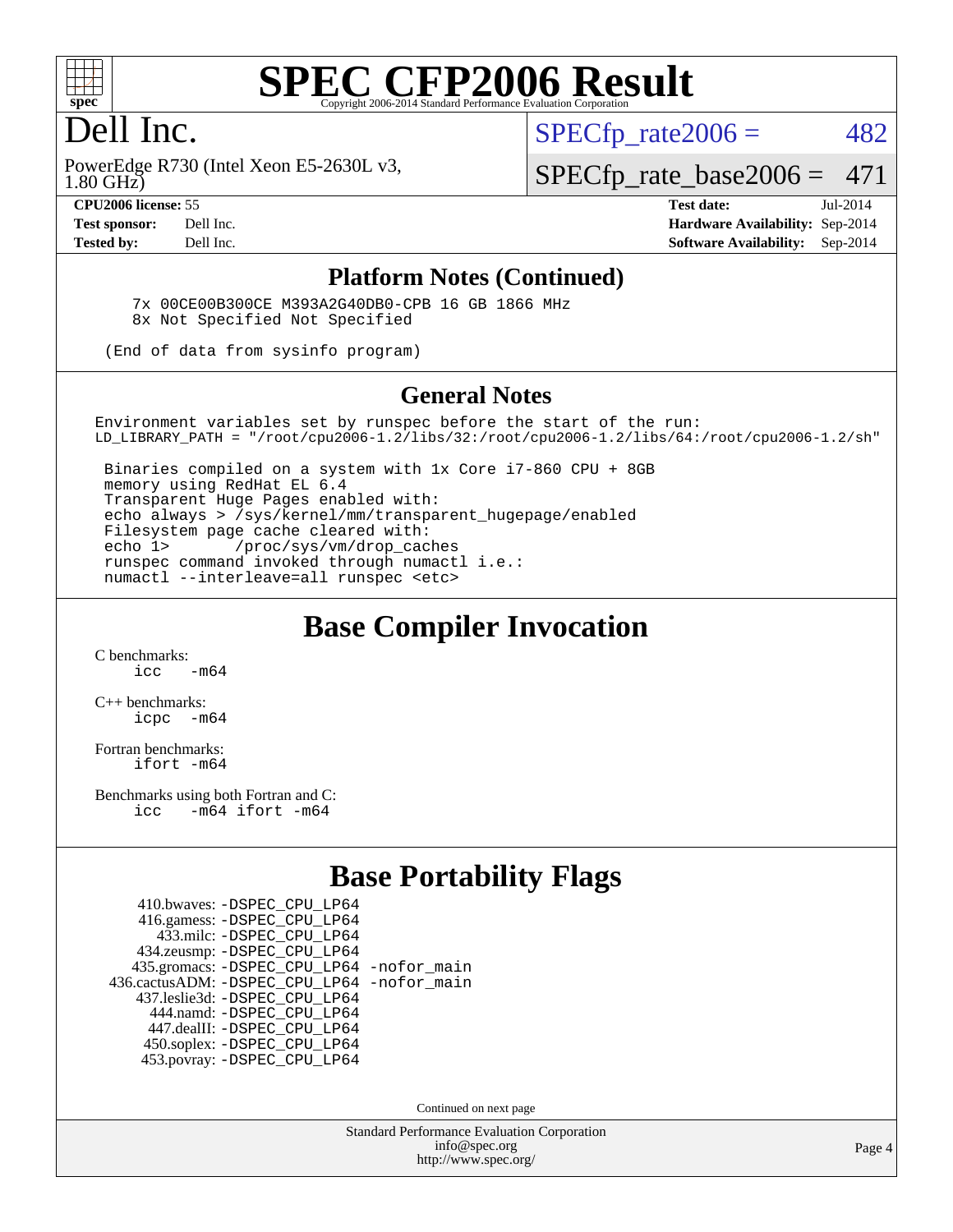# SPEC CFP2006 Result

Copyright 2006-2014 Standard Performance Evaluation Corporation

## Dell Inc.

PowerEdge R730 (Intel Xeon E5-2630L v3, 1.80 GHz)

SPECfp_rate2006 = 482

SPECfp_rate_base2006 = 471

| | | | |
|---|---|---|---|
| **CPU2006 license:** | 55 | **Test date:** | Jul-2014 |
| **Test sponsor:** | Dell Inc. | **Hardware Availability:** | Sep-2014 |
| **Tested by:** | Dell Inc. | **Software Availability:** | Sep-2014 |

## Platform Notes (Continued)

```
    7x 00CE00B300CE M393A2G40DB0-CPB 16 GB 1866 MHz
    8x Not Specified Not Specified

 (End of data from sysinfo program)
```

## General Notes

```
Environment variables set by runspec before the start of the run:
LD_LIBRARY_PATH = "/root/cpu2006-1.2/libs/32:/root/cpu2006-1.2/libs/64:/root/cpu2006-1.2/sh"

 Binaries compiled on a system with 1x Core i7-860 CPU + 8GB
 memory using RedHat EL 6.4
 Transparent Huge Pages enabled with:
 echo always > /sys/kernel/mm/transparent_hugepage/enabled
 Filesystem page cache cleared with:
 echo 1>       /proc/sys/vm/drop_caches
 runspec command invoked through numactl i.e.:
 numactl --interleave=all runspec <etc>
```

## Base Compiler Invocation

C benchmarks:
`icc   -m64`

C++ benchmarks:
`icpc   -m64`

Fortran benchmarks:
`ifort -m64`

Benchmarks using both Fortran and C:
`icc   -m64 ifort -m64`

## Base Portability Flags

```
    410.bwaves: -DSPEC_CPU_LP64
    416.gamess: -DSPEC_CPU_LP64
      433.milc: -DSPEC_CPU_LP64
    434.zeusmp: -DSPEC_CPU_LP64
   435.gromacs: -DSPEC_CPU_LP64 -nofor_main
436.cactusADM: -DSPEC_CPU_LP64 -nofor_main
   437.leslie3d: -DSPEC_CPU_LP64
      444.namd: -DSPEC_CPU_LP64
    447.dealII: -DSPEC_CPU_LP64
    450.soplex: -DSPEC_CPU_LP64
    453.povray: -DSPEC_CPU_LP64
```

Continued on next page

Standard Performance Evaluation Corporation
info@spec.org
http://www.spec.org/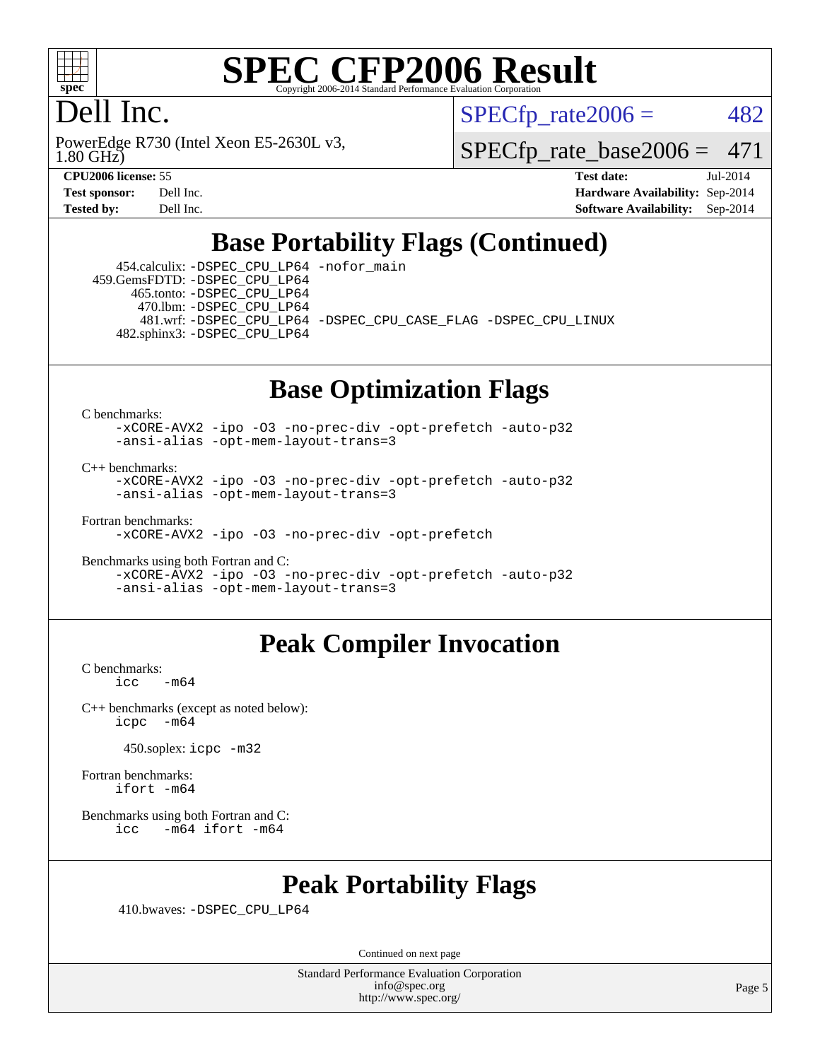# SPEC CFP2006 Result

Copyright 2006-2014 Standard Performance Evaluation Corporation

## Dell Inc.

PowerEdge R730 (Intel Xeon E5-2630L v3, 1.80 GHz)

SPECfp_rate2006 = 482

SPECfp_rate_base2006 = 471

| | | | |
|---|---|---|---|
| **CPU2006 license:** 55 | | **Test date:** | Jul-2014 |
| **Test sponsor:** | Dell Inc. | **Hardware Availability:** | Sep-2014 |
| **Tested by:** | Dell Inc. | **Software Availability:** | Sep-2014 |

## Base Portability Flags (Continued)

454.calculix: -DSPEC_CPU_LP64 -nofor_main
459.GemsFDTD: -DSPEC_CPU_LP64
465.tonto: -DSPEC_CPU_LP64
470.lbm: -DSPEC_CPU_LP64
481.wrf: -DSPEC_CPU_LP64 -DSPEC_CPU_CASE_FLAG -DSPEC_CPU_LINUX
482.sphinx3: -DSPEC_CPU_LP64

## Base Optimization Flags

C benchmarks:
-xCORE-AVX2 -ipo -O3 -no-prec-div -opt-prefetch -auto-p32 -ansi-alias -opt-mem-layout-trans=3

C++ benchmarks:
-xCORE-AVX2 -ipo -O3 -no-prec-div -opt-prefetch -auto-p32 -ansi-alias -opt-mem-layout-trans=3

Fortran benchmarks:
-xCORE-AVX2 -ipo -O3 -no-prec-div -opt-prefetch

Benchmarks using both Fortran and C:
-xCORE-AVX2 -ipo -O3 -no-prec-div -opt-prefetch -auto-p32 -ansi-alias -opt-mem-layout-trans=3

## Peak Compiler Invocation

C benchmarks:
icc -m64

C++ benchmarks (except as noted below):
icpc -m64

450.soplex: icpc -m32

Fortran benchmarks:
ifort -m64

Benchmarks using both Fortran and C:
icc -m64 ifort -m64

## Peak Portability Flags

410.bwaves: -DSPEC_CPU_LP64

Continued on next page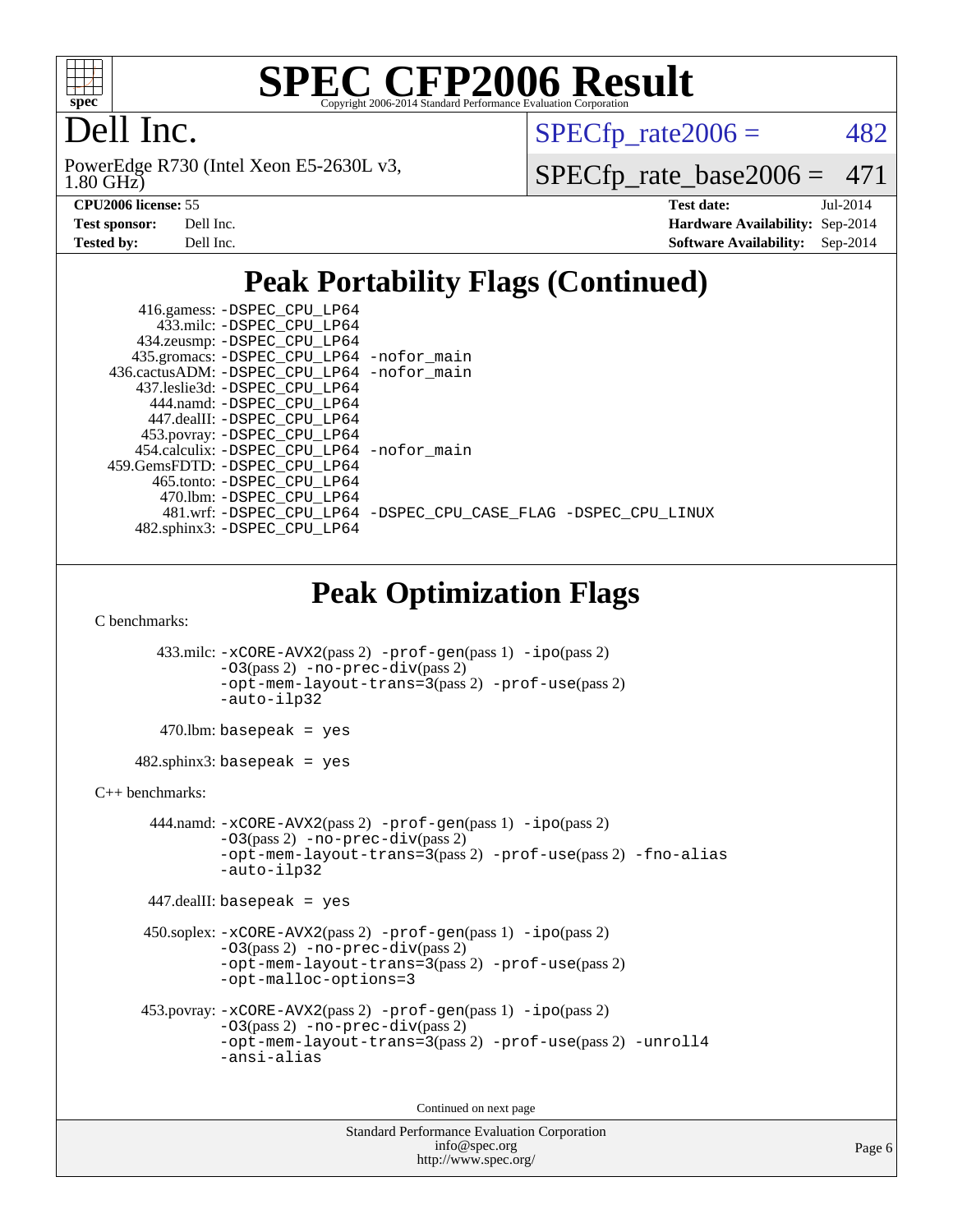# SPEC CFP2006 Result

Copyright 2006-2014 Standard Performance Evaluation Corporation

## Dell Inc.

PowerEdge R730 (Intel Xeon E5-2630L v3, 1.80 GHz)

SPECfp_rate2006 = 482

SPECfp_rate_base2006 = 471

| | | | |
|---|---|---|---|
| **CPU2006 license:** | 55 | **Test date:** | Jul-2014 |
| **Test sponsor:** | Dell Inc. | **Hardware Availability:** | Sep-2014 |
| **Tested by:** | Dell Inc. | **Software Availability:** | Sep-2014 |

## Peak Portability Flags (Continued)

416.gamess: -DSPEC_CPU_LP64
433.milc: -DSPEC_CPU_LP64
434.zeusmp: -DSPEC_CPU_LP64
435.gromacs: -DSPEC_CPU_LP64 -nofor_main
436.cactusADM: -DSPEC_CPU_LP64 -nofor_main
437.leslie3d: -DSPEC_CPU_LP64
444.namd: -DSPEC_CPU_LP64
447.dealII: -DSPEC_CPU_LP64
453.povray: -DSPEC_CPU_LP64
454.calculix: -DSPEC_CPU_LP64 -nofor_main
459.GemsFDTD: -DSPEC_CPU_LP64
465.tonto: -DSPEC_CPU_LP64
470.lbm: -DSPEC_CPU_LP64
481.wrf: -DSPEC_CPU_LP64 -DSPEC_CPU_CASE_FLAG -DSPEC_CPU_LINUX
482.sphinx3: -DSPEC_CPU_LP64

## Peak Optimization Flags

C benchmarks:

433.milc: -xCORE-AVX2(pass 2) -prof-gen(pass 1) -ipo(pass 2) -O3(pass 2) -no-prec-div(pass 2) -opt-mem-layout-trans=3(pass 2) -prof-use(pass 2) -auto-ilp32

470.lbm: basepeak = yes

482.sphinx3: basepeak = yes

C++ benchmarks:

444.namd: -xCORE-AVX2(pass 2) -prof-gen(pass 1) -ipo(pass 2) -O3(pass 2) -no-prec-div(pass 2) -opt-mem-layout-trans=3(pass 2) -prof-use(pass 2) -fno-alias -auto-ilp32

447.dealII: basepeak = yes

450.soplex: -xCORE-AVX2(pass 2) -prof-gen(pass 1) -ipo(pass 2) -O3(pass 2) -no-prec-div(pass 2) -opt-mem-layout-trans=3(pass 2) -prof-use(pass 2) -opt-malloc-options=3

453.povray: -xCORE-AVX2(pass 2) -prof-gen(pass 1) -ipo(pass 2) -O3(pass 2) -no-prec-div(pass 2) -opt-mem-layout-trans=3(pass 2) -prof-use(pass 2) -unroll4 -ansi-alias

Continued on next page

Standard Performance Evaluation Corporation
info@spec.org
http://www.spec.org/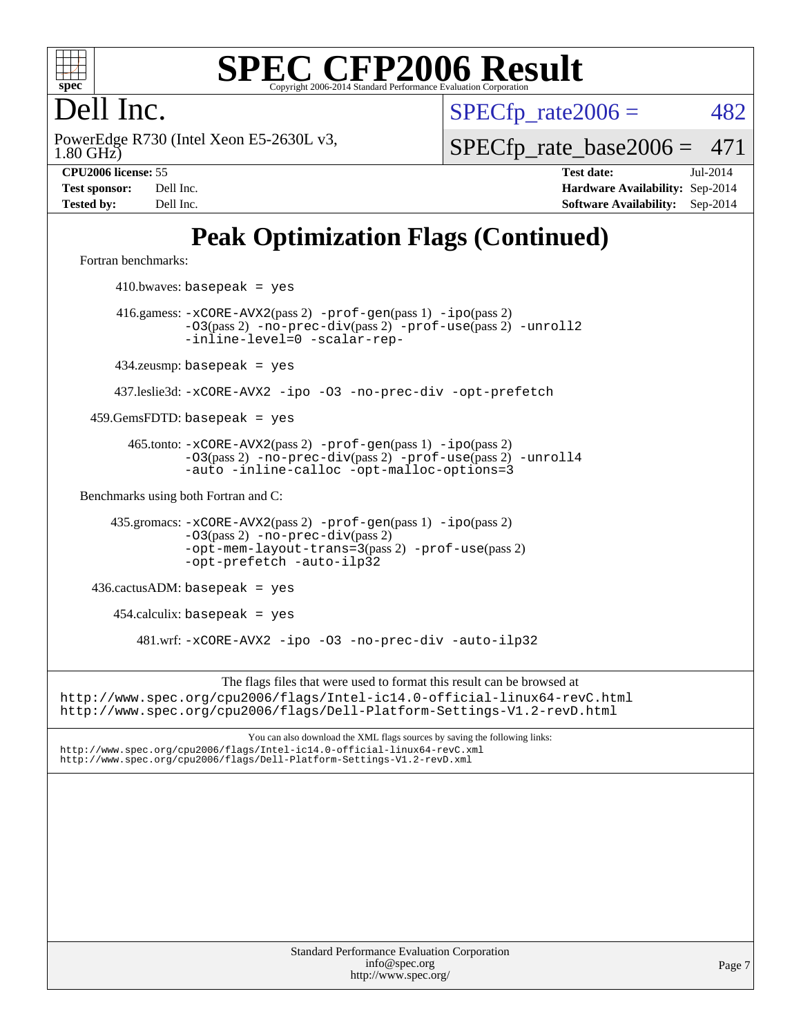# SPEC CFP2006 Result

Copyright 2006-2014 Standard Performance Evaluation Corporation

## Dell Inc.

PowerEdge R730 (Intel Xeon E5-2630L v3, 1.80 GHz)

SPECfp_rate2006 = 482

SPECfp_rate_base2006 = 471

**CPU2006 license:** 55
**Test sponsor:** Dell Inc.
**Tested by:** Dell Inc.

**Test date:** Jul-2014
**Hardware Availability:** Sep-2014
**Software Availability:** Sep-2014

# Peak Optimization Flags (Continued)

Fortran benchmarks:

410.bwaves: `basepeak = yes`

416.gamess: `-xCORE-AVX2`(pass 2) `-prof-gen`(pass 1) `-ipo`(pass 2) `-O3`(pass 2) `-no-prec-div`(pass 2) `-prof-use`(pass 2) `-unroll2` `-inline-level=0` `-scalar-rep-`

434.zeusmp: `basepeak = yes`

437.leslie3d: `-xCORE-AVX2 -ipo -O3 -no-prec-div -opt-prefetch`

459.GemsFDTD: `basepeak = yes`

465.tonto: `-xCORE-AVX2`(pass 2) `-prof-gen`(pass 1) `-ipo`(pass 2) `-O3`(pass 2) `-no-prec-div`(pass 2) `-prof-use`(pass 2) `-unroll4` `-auto -inline-calloc -opt-malloc-options=3`

Benchmarks using both Fortran and C:

435.gromacs: `-xCORE-AVX2`(pass 2) `-prof-gen`(pass 1) `-ipo`(pass 2) `-O3`(pass 2) `-no-prec-div`(pass 2) `-opt-mem-layout-trans=3`(pass 2) `-prof-use`(pass 2) `-opt-prefetch -auto-ilp32`

436.cactusADM: `basepeak = yes`

454.calculix: `basepeak = yes`

481.wrf: `-xCORE-AVX2 -ipo -O3 -no-prec-div -auto-ilp32`

The flags files that were used to format this result can be browsed at
http://www.spec.org/cpu2006/flags/Intel-ic14.0-official-linux64-revC.html
http://www.spec.org/cpu2006/flags/Dell-Platform-Settings-V1.2-revD.html

You can also download the XML flags sources by saving the following links:
http://www.spec.org/cpu2006/flags/Intel-ic14.0-official-linux64-revC.xml
http://www.spec.org/cpu2006/flags/Dell-Platform-Settings-V1.2-revD.xml

Standard Performance Evaluation Corporation
info@spec.org
http://www.spec.org/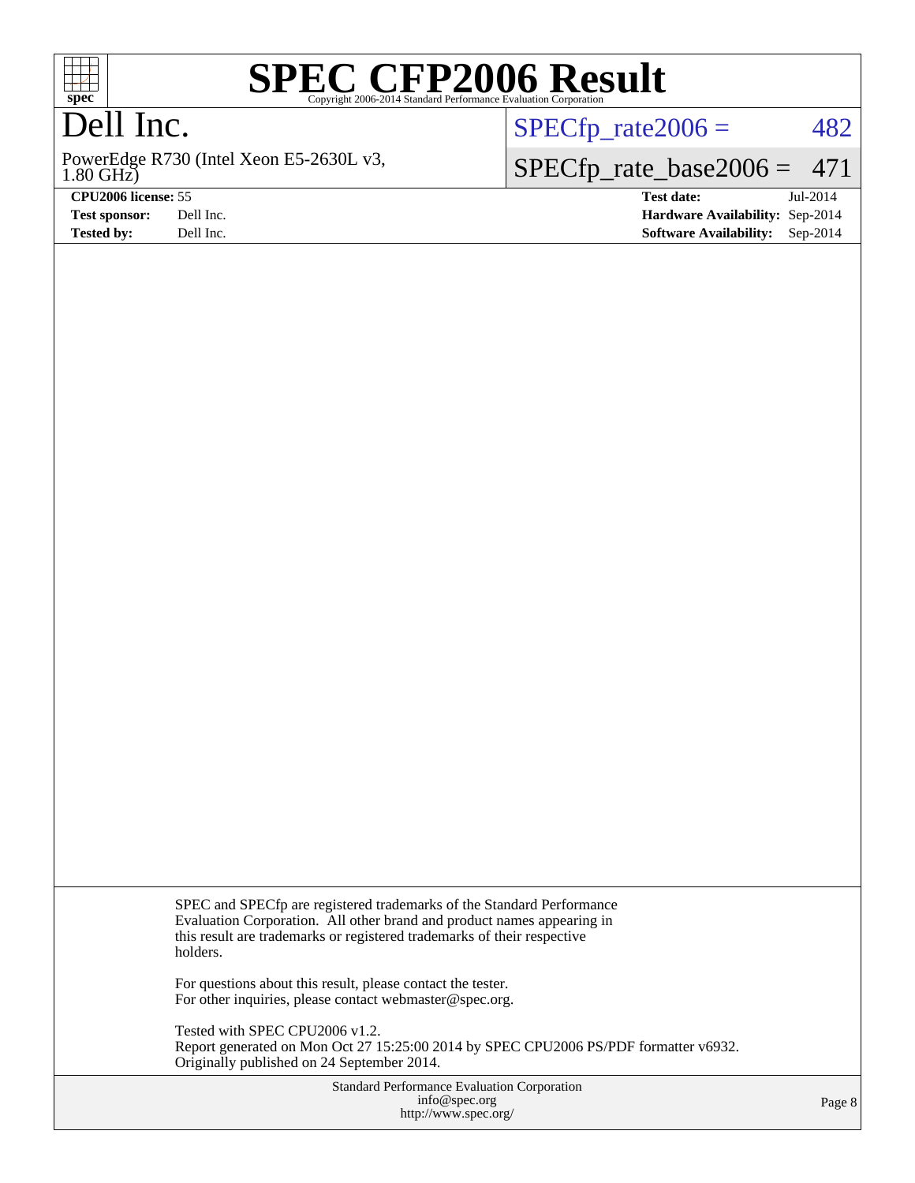SPEC and SPECfp are registered trademarks of the Standard Performance Evaluation Corporation. All other brand and product names appearing in this result are trademarks or registered trademarks of their respective holders.

For questions about this result, please contact the tester.
For other inquiries, please contact webmaster@spec.org.

Tested with SPEC CPU2006 v1.2.
Report generated on Mon Oct 27 15:25:00 2014 by SPEC CPU2006 PS/PDF formatter v6932.
Originally published on 24 September 2014.